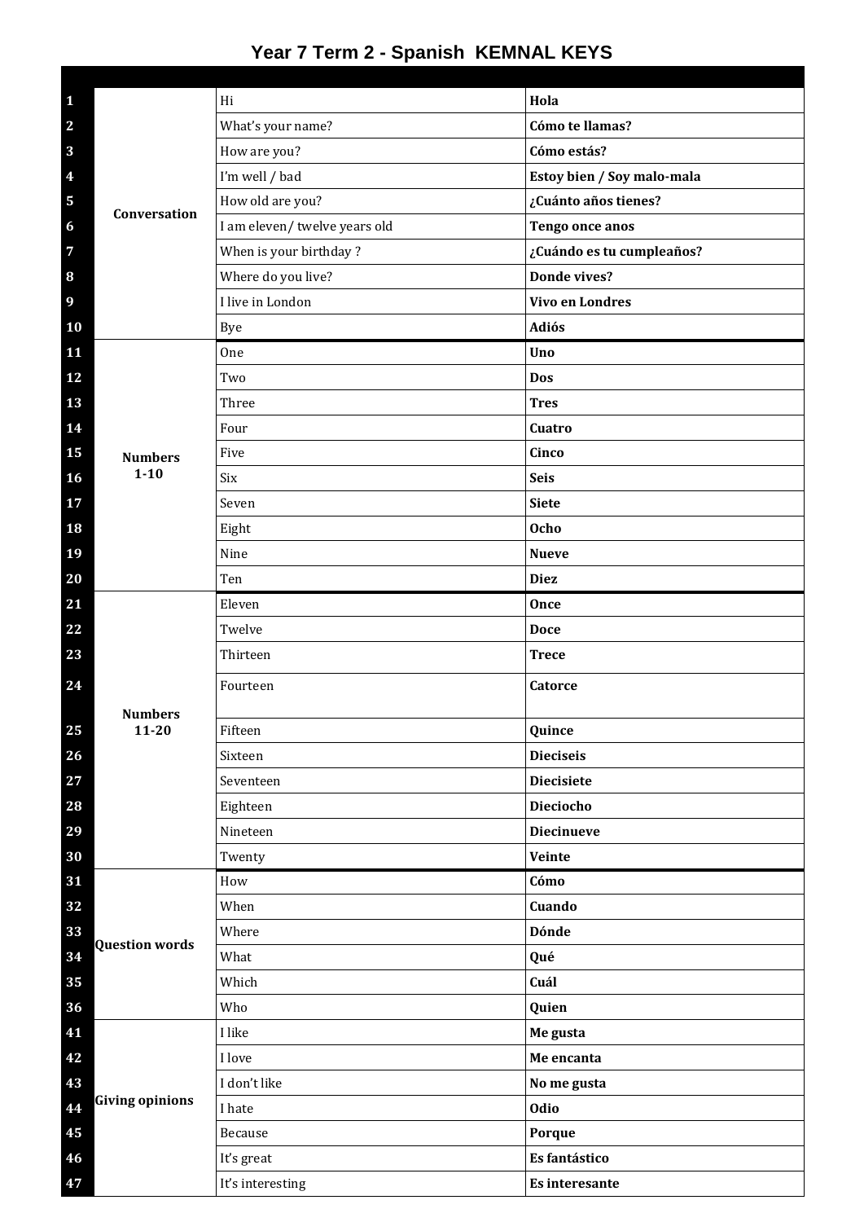# Year 7 Term 2 - Spanish KEMNAL KEYS

| | | | |
|---|---|---|---|
| **1** | **Conversation** | Hi | **Hola** |
| **2** | | What's your name? | **Cómo te llamas?** |
| **3** | | How are you? | **Cómo estás?** |
| **4** | | I'm well / bad | **Estoy bien / Soy malo-mala** |
| **5** | | How old are you? | **¿Cuánto años tienes?** |
| **6** | | I am eleven/ twelve years old | **Tengo once anos** |
| **7** | | When is your birthday ? | **¿Cuándo es tu cumpleaños?** |
| **8** | | Where do you live? | **Donde vives?** |
| **9** | | I live in London | **Vivo en Londres** |
| **10** | | Bye | **Adiós** |
| **11** | **Numbers 1-10** | One | **Uno** |
| **12** | | Two | **Dos** |
| **13** | | Three | **Tres** |
| **14** | | Four | **Cuatro** |
| **15** | | Five | **Cinco** |
| **16** | | Six | **Seis** |
| **17** | | Seven | **Siete** |
| **18** | | Eight | **Ocho** |
| **19** | | Nine | **Nueve** |
| **20** | | Ten | **Diez** |
| **21** | **Numbers 11-20** | Eleven | **Once** |
| **22** | | Twelve | **Doce** |
| **23** | | Thirteen | **Trece** |
| **24** | | Fourteen | **Catorce** |
| **25** | | Fifteen | **Quince** |
| **26** | | Sixteen | **Dieciseis** |
| **27** | | Seventeen | **Diecisiete** |
| **28** | | Eighteen | **Dieciocho** |
| **29** | | Nineteen | **Diecinueve** |
| **30** | | Twenty | **Veinte** |
| **31** | **Question words** | How | **Cómo** |
| **32** | | When | **Cuando** |
| **33** | | Where | **Dónde** |
| **34** | | What | **Qué** |
| **35** | | Which | **Cuál** |
| **36** | | Who | **Quien** |
| **41** | **Giving opinions** | I like | **Me gusta** |
| **42** | | I love | **Me encanta** |
| **43** | | I don't like | **No me gusta** |
| **44** | | I hate | **Odio** |
| **45** | | Because | **Porque** |
| **46** | | It's great | **Es fantástico** |
| **47** | | It's interesting | **Es interesante** |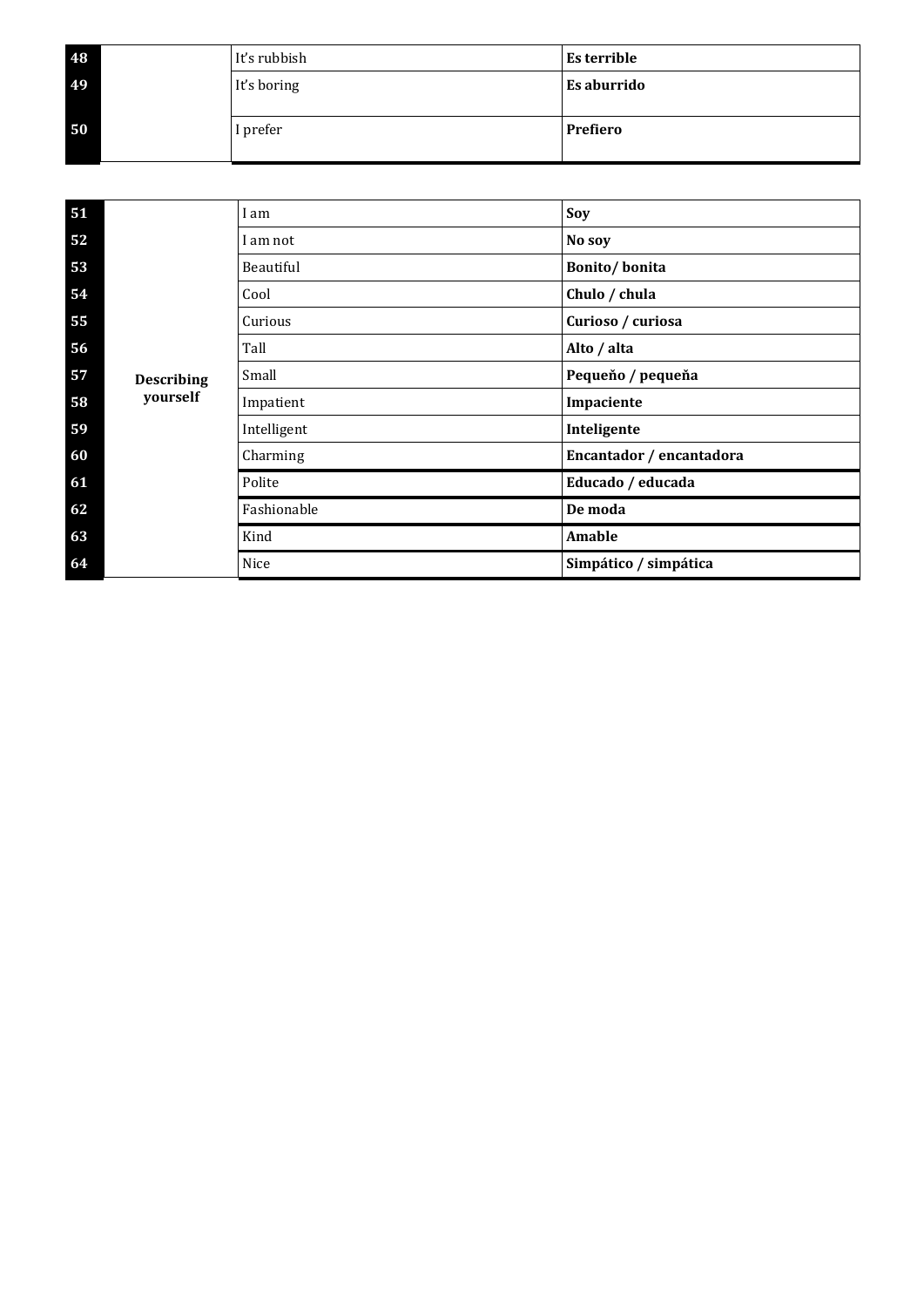| | | | |
|---|---|---|---|
| 48 | | It's rubbish | **Es terrible** |
| 49 | | It's boring | **Es aburrido** |
| 50 | | I prefer | **Prefiero** |

| | | | |
|---|---|---|---|
| 51 | | I am | **Soy** |
| 52 | | I am not | **No soy** |
| 53 | | Beautiful | **Bonito/ bonita** |
| 54 | | Cool | **Chulo / chula** |
| 55 | | Curious | **Curioso / curiosa** |
| 56 | | Tall | **Alto / alta** |
| 57 | **Describing yourself** | Small | **Pequeňo / pequeňa** |
| 58 | | Impatient | **Impaciente** |
| 59 | | Intelligent | **Inteligente** |
| 60 | | Charming | **Encantador / encantadora** |
| 61 | | Polite | **Educado / educada** |
| 62 | | Fashionable | **De moda** |
| 63 | | Kind | **Amable** |
| 64 | | Nice | **Simpático / simpática** |